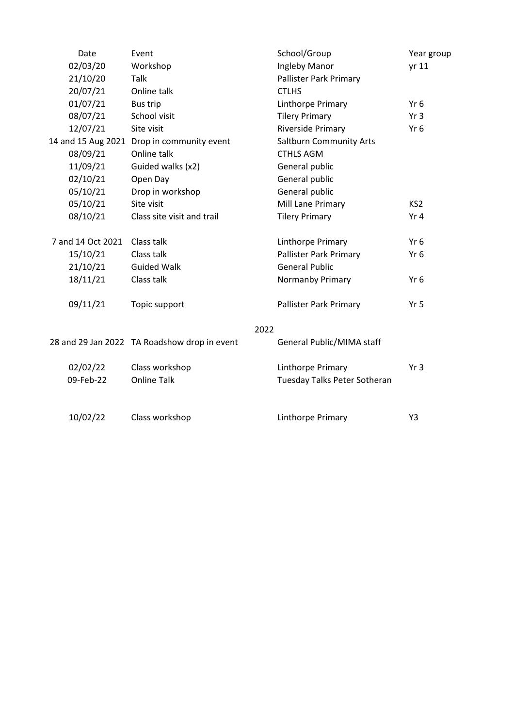| Date | Event | School/Group | Year group |
|---|---|---|---|
| 02/03/20 | Workshop | Ingleby Manor | yr 11 |
| 21/10/20 | Talk | Pallister Park Primary | |
| 20/07/21 | Online talk | CTLHS | |
| 01/07/21 | Bus trip | Linthorpe Primary | Yr 6 |
| 08/07/21 | School visit | Tilery Primary | Yr 3 |
| 12/07/21 | Site visit | Riverside Primary | Yr 6 |
| 14 and 15 Aug 2021 | Drop in community event | Saltburn Community Arts | |
| 08/09/21 | Online talk | CTHLS AGM | |
| 11/09/21 | Guided walks (x2) | General public | |
| 02/10/21 | Open Day | General public | |
| 05/10/21 | Drop in workshop | General public | |
| 05/10/21 | Site visit | Mill Lane Primary | KS2 |
| 08/10/21 | Class site visit and trail | Tilery Primary | Yr 4 |
| 7 and 14 Oct 2021 | Class talk | Linthorpe Primary | Yr 6 |
| 15/10/21 | Class talk | Pallister Park Primary | Yr 6 |
| 21/10/21 | Guided Walk | General Public | |
| 18/11/21 | Class talk | Normanby Primary | Yr 6 |
| 09/11/21 | Topic support | Pallister Park Primary | Yr 5 |
| | | 2022 | |
| 28 and 29 Jan 2022 | TA Roadshow drop in event | General Public/MIMA staff | |
| 02/02/22 | Class workshop | Linthorpe Primary | Yr 3 |
| 09-Feb-22 | Online Talk | Tuesday Talks Peter Sotheran | |
| 10/02/22 | Class workshop | Linthorpe Primary | Y3 |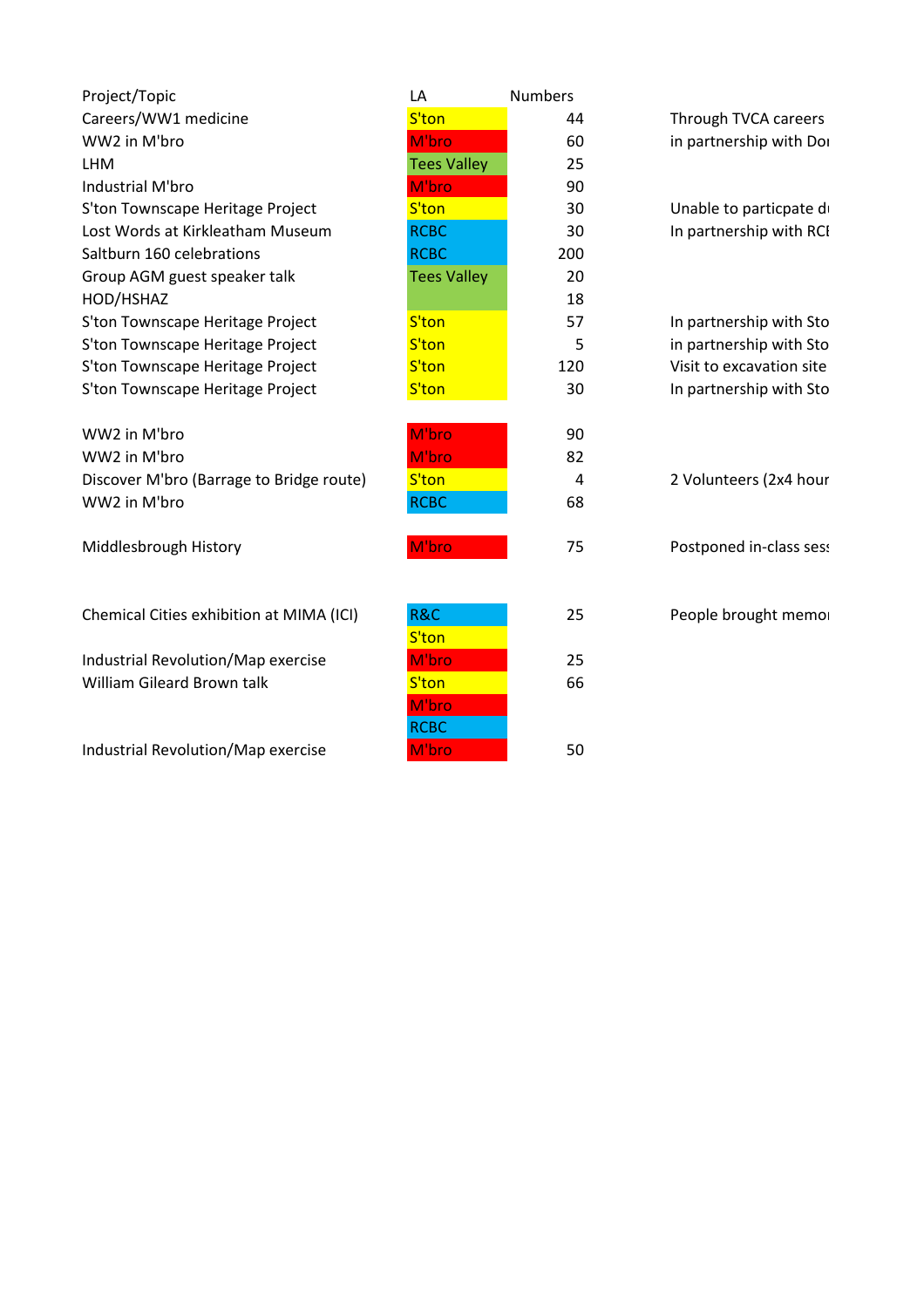| Project/Topic | LA | Numbers | |
|---|---|---|---|
| Careers/WW1 medicine | S'ton | 44 | Through TVCA careers |
| WW2 in M'bro | M'bro | 60 | in partnership with Doı |
| LHM | Tees Valley | 25 | |
| Industrial M'bro | M'bro | 90 | |
| S'ton Townscape Heritage Project | S'ton | 30 | Unable to particpate dı |
| Lost Words at Kirkleatham Museum | RCBC | 30 | In partnership with RCI |
| Saltburn 160 celebrations | RCBC | 200 | |
| Group AGM guest speaker talk | Tees Valley | 20 | |
| HOD/HSHAZ | | 18 | |
| S'ton Townscape Heritage Project | S'ton | 57 | In partnership with Sto |
| S'ton Townscape Heritage Project | S'ton | 5 | in partnership with Sto |
| S'ton Townscape Heritage Project | S'ton | 120 | Visit to excavation site |
| S'ton Townscape Heritage Project | S'ton | 30 | In partnership with Sto |
| | | | |
| WW2 in M'bro | M'bro | 90 | |
| WW2 in M'bro | M'bro | 82 | |
| Discover M'bro (Barrage to Bridge route) | S'ton | 4 | 2 Volunteers (2x4 hour |
| WW2 in M'bro | RCBC | 68 | |
| | | | |
| Middlesbrough History | M'bro | 75 | Postponed in-class sess |
| | | | |
| | | | |
| Chemical Cities exhibition at MIMA (ICI) | R&C | 25 | People brought memoı |
| | S'ton | | |
| Industrial Revolution/Map exercise | M'bro | 25 | |
| William Gileard Brown talk | S'ton | 66 | |
| | M'bro | | |
| | RCBC | | |
| Industrial Revolution/Map exercise | M'bro | 50 | |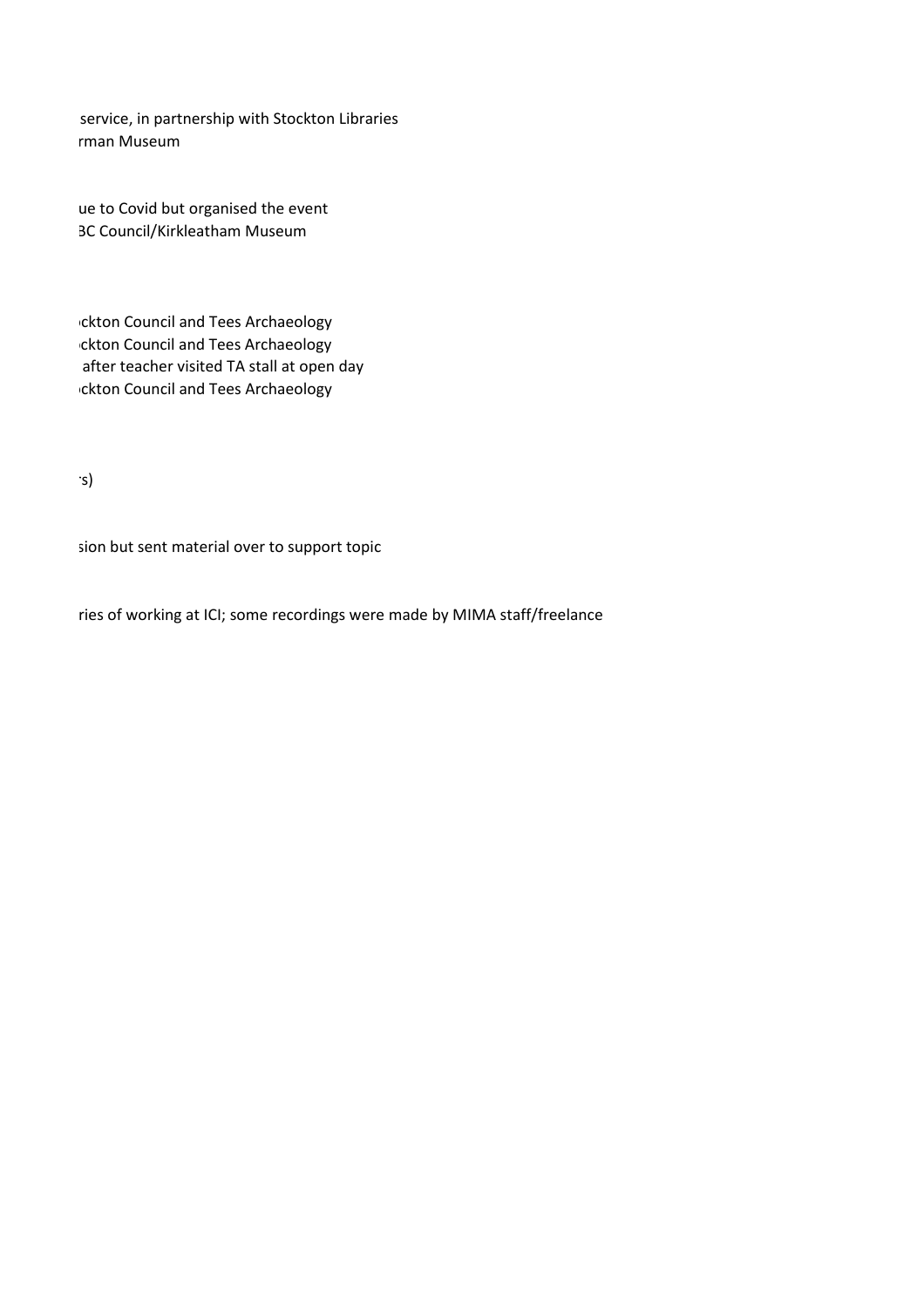service, in partnership with Stockton Libraries
rman Museum

ue to Covid but organised the event
BC Council/Kirkleatham Museum

ckton Council and Tees Archaeology
ckton Council and Tees Archaeology
after teacher visited TA stall at open day
ckton Council and Tees Archaeology

s)

sion but sent material over to support topic

ries of working at ICI; some recordings were made by MIMA staff/freelance